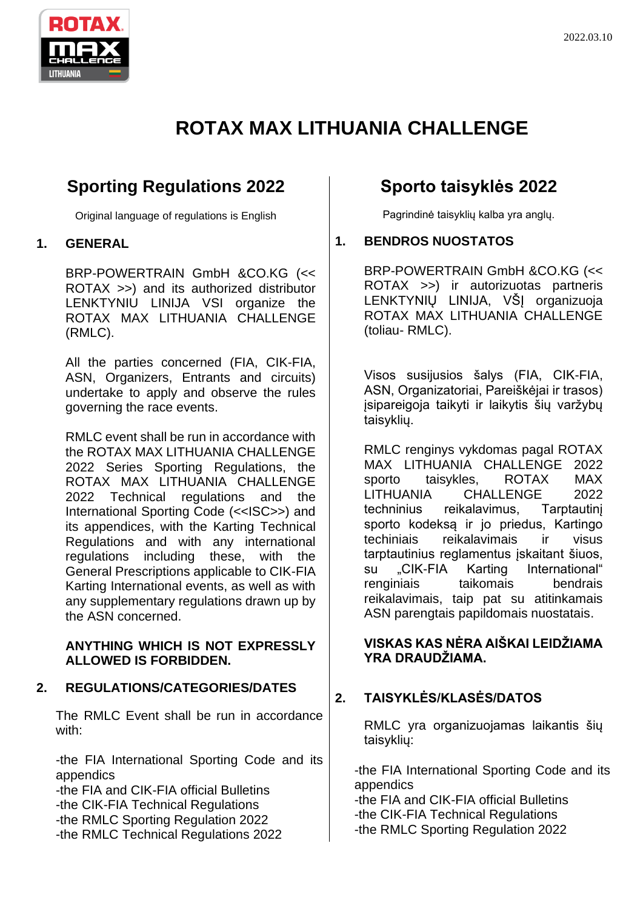2022.03.10

# ROTAX MAX LITHUANIA CHALLENGE

## Sporting Regulations 2022

Original language of regulations is English

### 1. GENERAL

BRP-POWERTRAIN GmbH &CO.KG (<< ROTAX >>) and its authorized distributor LENKTYNIU LINIJA VSI organize the ROTAX MAX LITHUANIA CHALLENGE (RMLC).

All the parties concerned (FIA, CIK-FIA, ASN, Organizers, Entrants and circuits) undertake to apply and observe the rules governing the race events.

RMLC event shall be run in accordance with the ROTAX MAX LITHUANIA CHALLENGE 2022 Series Sporting Regulations, the ROTAX MAX LITHUANIA CHALLENGE 2022 Technical regulations and the International Sporting Code (<<ISC>>) and its appendices, with the Karting Technical Regulations and with any international regulations including these, with the General Prescriptions applicable to CIK-FIA Karting International events, as well as with any supplementary regulations drawn up by the ASN concerned.

**ANYTHING WHICH IS NOT EXPRESSLY ALLOWED IS FORBIDDEN.**

### 2. REGULATIONS/CATEGORIES/DATES

The RMLC Event shall be run in accordance with:

-the FIA International Sporting Code and its appendices
-the FIA and CIK-FIA official Bulletins
-the CIK-FIA Technical Regulations
-the RMLC Sporting Regulation 2022
-the RMLC Technical Regulations 2022

## Sporto taisyklės 2022

Pagrindinė taisyklių kalba yra anglų.

### 1. BENDROS NUOSTATOS

BRP-POWERTRAIN GmbH &CO.KG (<< ROTAX >>) ir autorizuotas partneris LENKTYNIŲ LINIJA, VŠĮ organizuoja ROTAX MAX LITHUANIA CHALLENGE (toliau- RMLC).

Visos susijusios šalys (FIA, CIK-FIA, ASN, Organizatoriai, Pareiškėjai ir trasos) įsipareigoja taikyti ir laikytis šių varžybų taisyklių.

RMLC renginys vykdomas pagal ROTAX MAX LITHUANIA CHALLENGE 2022 sporto taisykles, ROTAX MAX LITHUANIA CHALLENGE 2022 techninius reikalavimus, Tarptautinį sporto kodeksą ir jo priedus, Kartingo techiniais reikalavimais ir visus tarptautinius reglamentus įskaitant šiuos, su „CIK-FIA Karting International" renginiais taikomais bendrais reikalavimais, taip pat su atitinkamais ASN parengtais papildomais nuostatais.

**VISKAS KAS NĖRA AIŠKAI LEIDŽIAMA YRA DRAUDŽIAMA.**

### 2. TAISYKLĖS/KLASĖS/DATOS

RMLC yra organizuojamas laikantis šių taisyklių:

-the FIA International Sporting Code and its appendices
-the FIA and CIK-FIA official Bulletins
-the CIK-FIA Technical Regulations
-the RMLC Sporting Regulation 2022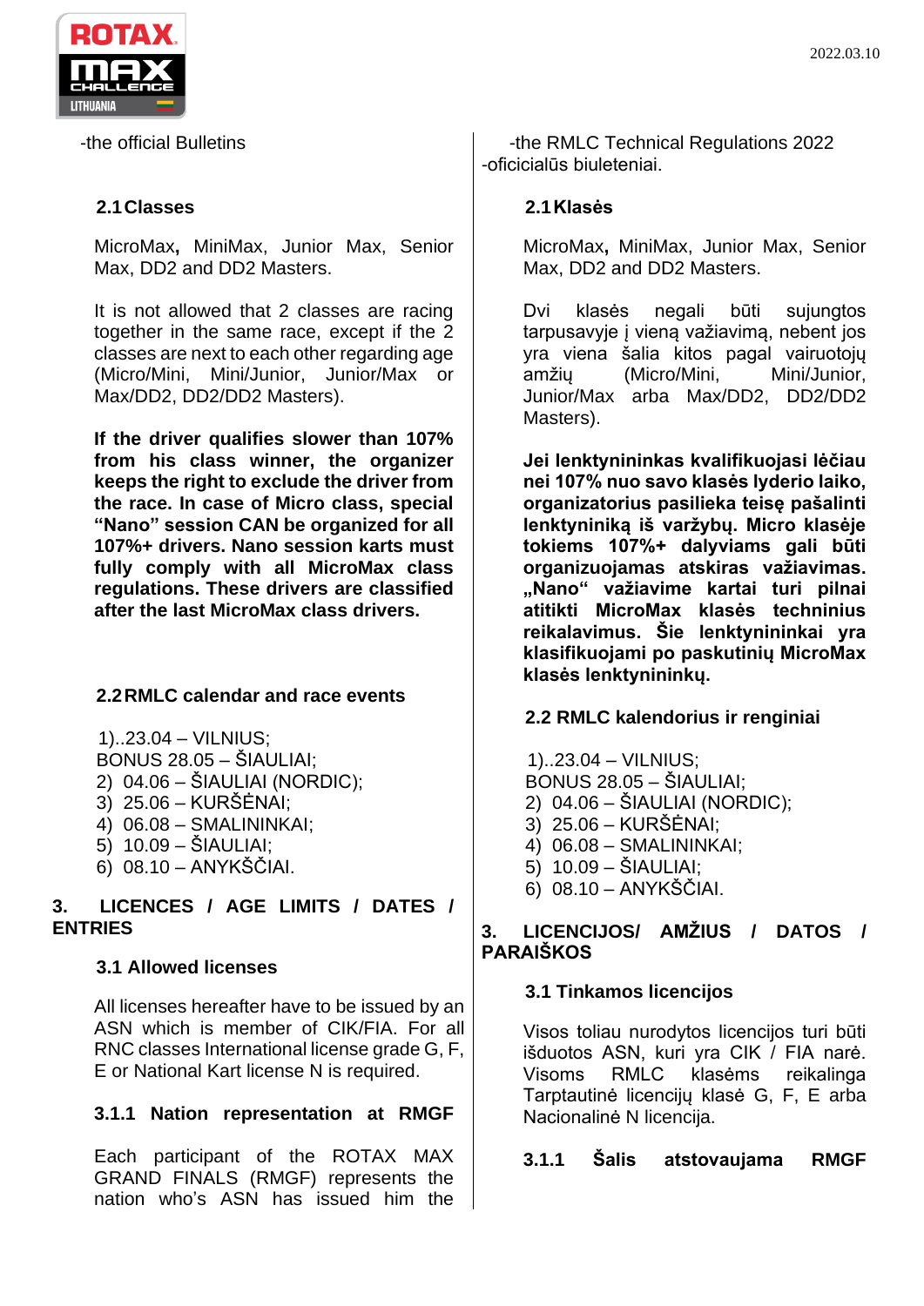-the official Bulletins

### 2.1 Classes

MicroMax**,** MiniMax, Junior Max, Senior Max, DD2 and DD2 Masters.

It is not allowed that 2 classes are racing together in the same race, except if the 2 classes are next to each other regarding age (Micro/Mini, Mini/Junior, Junior/Max or Max/DD2, DD2/DD2 Masters).

**If the driver qualifies slower than 107% from his class winner, the organizer keeps the right to exclude the driver from the race. In case of Micro class, special "Nano" session CAN be organized for all 107%+ drivers. Nano session karts must fully comply with all MicroMax class regulations. These drivers are classified after the last MicroMax class drivers.**

### 2.2 RMLC calendar and race events

1)..23.04 – VILNIUS;
BONUS 28.05 – ŠIAULIAI;
2) 04.06 – ŠIAULIAI (NORDIC);
3) 25.06 – KURŠĖNAI;
4) 06.08 – SMALININKAI;
5) 10.09 – ŠIAULIAI;
6) 08.10 – ANYKŠČIAI.

## 3. LICENCES / AGE LIMITS / DATES / ENTRIES

### 3.1 Allowed licenses

All licenses hereafter have to be issued by an ASN which is member of CIK/FIA. For all RNC classes International license grade G, F, E or National Kart license N is required.

#### 3.1.1 Nation representation at RMGF

Each participant of the ROTAX MAX GRAND FINALS (RMGF) represents the nation who's ASN has issued him the

---

-the RMLC Technical Regulations 2022
-oficialūs biuleteniai.

### 2.1 Klasės

MicroMax**,** MiniMax, Junior Max, Senior Max, DD2 and DD2 Masters.

Dvi klasės negali būti sujungtos tarpusavyje į vieną važiavimą, nebent jos yra viena šalia kitos pagal vairuotojų amžių (Micro/Mini, Mini/Junior, Junior/Max arba Max/DD2, DD2/DD2 Masters).

**Jei lenktynininkas kvalifikuojasi lėčiau nei 107% nuo savo klasės lyderio laiko, organizatorius pasilieka teisę pašalinti lenktyninką iš varžybų. Micro klasėje tokiems 107%+ dalyviams gali būti organizuojamas atskiras važiavimas. „Nano" važiavime kartai turi pilnai atitikti MicroMax klasės techninius reikalavimus. Šie lenktynininkai yra klasifikuojami po paskutinių MicroMax klasės lenktynininkų.**

### 2.2 RMLC kalendorius ir renginiai

1)..23.04 – VILNIUS;
BONUS 28.05 – ŠIAULIAI;
2) 04.06 – ŠIAULIAI (NORDIC);
3) 25.06 – KURŠĖNAI;
4) 06.08 – SMALININKAI;
5) 10.09 – ŠIAULIAI;
6) 08.10 – ANYKŠČIAI.

## 3. LICENCIJOS/ AMŽIUS / DATOS / PARAIŠKOS

### 3.1 Tinkamos licencijos

Visos toliau nurodytos licencijos turi būti išduotos ASN, kuri yra CIK / FIA narė. Visoms RMLC klasėms reikalinga Tarptautinė licencijų klasė G, F, E arba Nacionalinė N licencija.

#### 3.1.1 Šalis atstovaujama RMGF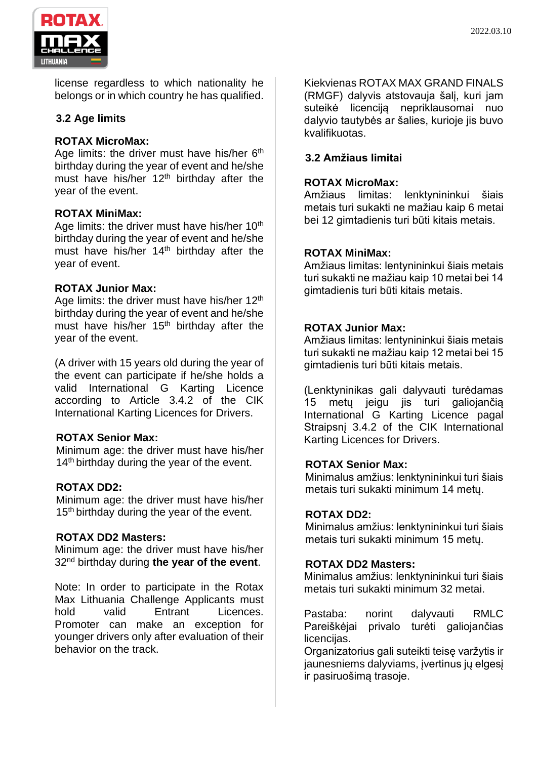license regardless to which nationality he belongs or in which country he has qualified.

### 3.2 Age limits

**ROTAX MicroMax:**
Age limits: the driver must have his/her 6th birthday during the year of event and he/she must have his/her 12th birthday after the year of the event.

**ROTAX MiniMax:**
Age limits: the driver must have his/her 10th birthday during the year of event and he/she must have his/her 14th birthday after the year of event.

**ROTAX Junior Max:**
Age limits: the driver must have his/her 12th birthday during the year of event and he/she must have his/her 15th birthday after the year of the event.

(A driver with 15 years old during the year of the event can participate if he/she holds a valid International G Karting Licence according to Article 3.4.2 of the CIK International Karting Licences for Drivers.

**ROTAX Senior Max:**
Minimum age: the driver must have his/her 14th birthday during the year of the event.

**ROTAX DD2:**
Minimum age: the driver must have his/her 15th birthday during the year of the event.

**ROTAX DD2 Masters:**
Minimum age: the driver must have his/her 32nd birthday during **the year of the event**.

Note: In order to participate in the Rotax Max Lithuania Challenge Applicants must hold valid Entrant Licences. Promoter can make an exception for younger drivers only after evaluation of their behavior on the track.

Kiekvienas ROTAX MAX GRAND FINALS (RMGF) dalyvis atstovauja šalį, kuri jam suteikė licenciją nepriklausomai nuo dalyvio tautybės ar šalies, kurioje jis buvo kvalifikuotas.

### 3.2 Amžiaus limitai

**ROTAX MicroMax:**
Amžiaus limitas: lenktynininkui šiais metais turi sukakti ne mažiau kaip 6 metai bei 12 gimtadienis turi būti kitais metais.

**ROTAX MiniMax:**
Amžiaus limitas: lentynininkui šiais metais turi sukakti ne mažiau kaip 10 metai bei 14 gimtadienis turi būti kitais metais.

**ROTAX Junior Max:**
Amžiaus limitas: lentynininkui šiais metais turi sukakti ne mažiau kaip 12 metai bei 15 gimtadienis turi būti kitais metais.

(Lenktynininkas gali dalyvauti turėdamas 15 metų jeigu jis turi galiojančią International G Karting Licence pagal Straipsnį 3.4.2 of the CIK International Karting Licences for Drivers.

**ROTAX Senior Max:**
Minimalus amžius: lenktynininkui turi šiais metais turi sukakti minimum 14 metų.

**ROTAX DD2:**
Minimalus amžius: lenktynininkui turi šiais metais turi sukakti minimum 15 metų.

**ROTAX DD2 Masters:**
Minimalus amžius: lenktynininkui turi šiais metais turi sukakti minimum 32 metai.

Pastaba: norint dalyvauti RMLC Pareiškėjai privalo turėti galiojančias licencijas.
Organizatorius gali suteikti teisę varžytis ir jaunesniems dalyviams, įvertinus jų elgesį ir pasiruošimą trasoje.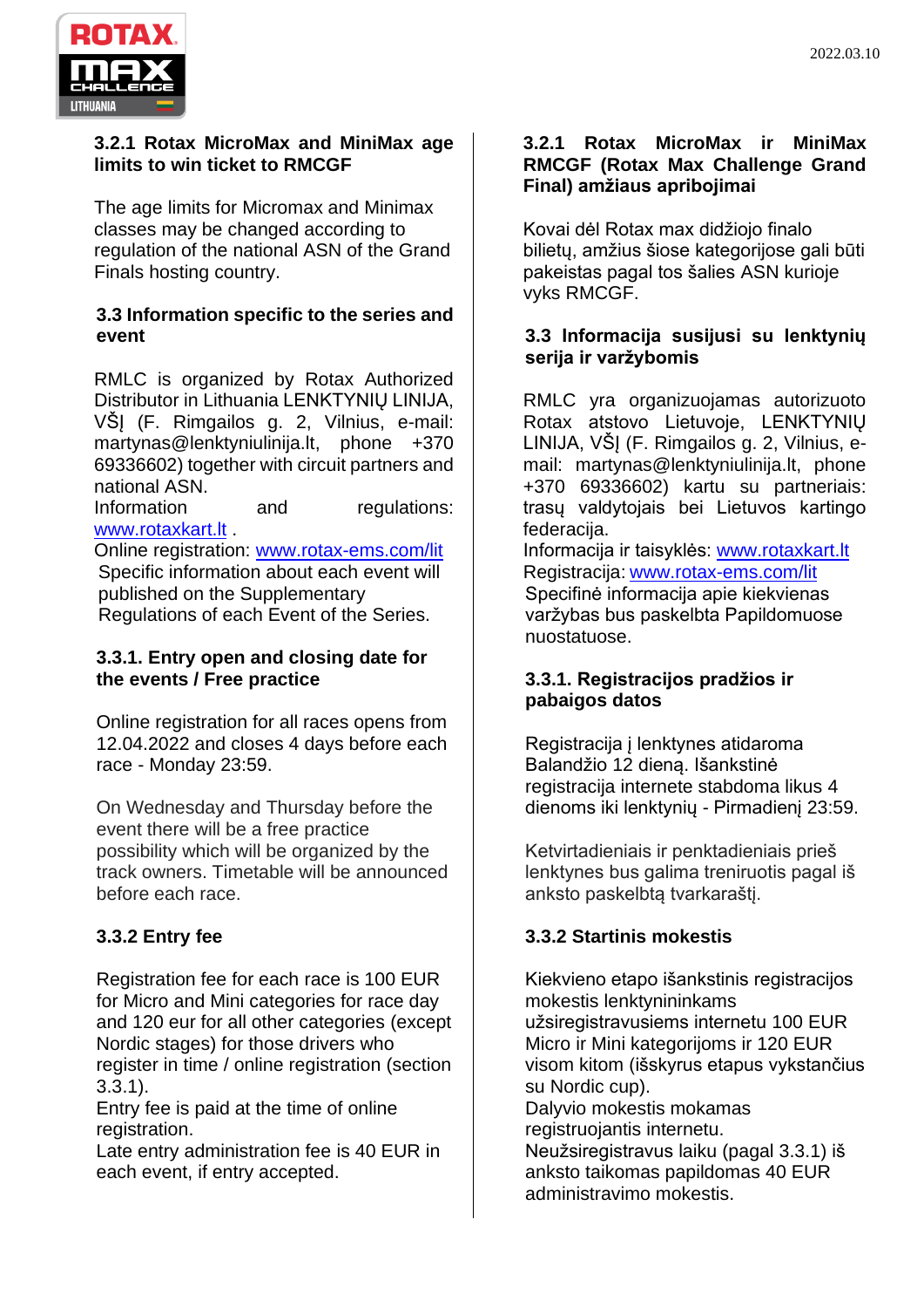### 3.2.1 Rotax MicroMax and MiniMax age limits to win ticket to RMCGF

The age limits for Micromax and Minimax classes may be changed according to regulation of the national ASN of the Grand Finals hosting country.

### 3.3 Information specific to the series and event

RMLC is organized by Rotax Authorized Distributor in Lithuania LENKTYNIŲ LINIJA, VŠĮ (F. Rimgailos g. 2, Vilnius, e-mail: martynas@lenktyniulinija.lt, phone +370 69336602) together with circuit partners and national ASN.
Information and regulations: [www.rotaxkart.lt](http://www.rotaxkart.lt) .
Online registration: [www.rotax-ems.com/lit](http://www.rotax-ems.com/lit)
Specific information about each event will published on the Supplementary Regulations of each Event of the Series.

### 3.3.1. Entry open and closing date for the events / Free practice

Online registration for all races opens from 12.04.2022 and closes 4 days before each race - Monday 23:59.

On Wednesday and Thursday before the event there will be a free practice possibility which will be organized by the track owners. Timetable will be announced before each race.

### 3.3.2 Entry fee

Registration fee for each race is 100 EUR for Micro and Mini categories for race day and 120 eur for all other categories (except Nordic stages) for those drivers who register in time / online registration (section 3.3.1).
Entry fee is paid at the time of online registration.
Late entry administration fee is 40 EUR in each event, if entry accepted.

### 3.2.1 Rotax MicroMax ir MiniMax RMCGF (Rotax Max Challenge Grand Final) amžiaus apribojimai

Kovai dėl Rotax max didžiojo finalo bilietų, amžius šiose kategorijose gali būti pakeistas pagal tos šalies ASN kurioje vyks RMCGF.

### 3.3 Informacija susijusi su lenktynių serija ir varžybomis

RMLC yra organizuojamas autorizuoto Rotax atstovo Lietuvoje, LENKTYNIŲ LINIJA, VŠĮ (F. Rimgailos g. 2, Vilnius, e-mail: martynas@lenktyniulinija.lt, phone +370 69336602) kartu su partneriais: trasų valdytojais bei Lietuvos kartingo federacija.
Informacija ir taisyklės: [www.rotaxkart.lt](http://www.rotaxkart.lt)
Registracija: [www.rotax-ems.com/lit](http://www.rotax-ems.com/lit)
Specifinė informacija apie kiekvienas varžybas bus paskelbta Papildomuose nuostatuose.

### 3.3.1. Registracijos pradžios ir pabaigos datos

Registracija į lenktynes atidaroma Balandžio 12 dieną. Išankstinė registracija internete stabdoma likus 4 dienoms iki lenktynių - Pirmadienį 23:59.

Ketvirtadieniais ir penktadieniais prieš lenktynes bus galima treniruotis pagal iš anksto paskelbtą tvarkaraštį.

### 3.3.2 Startinis mokestis

Kiekvieno etapo išankstinis registracijos mokestis lenktynininkams užsiregistravusiems internetu 100 EUR Micro ir Mini kategorijoms ir 120 EUR visom kitom (išskyrus etapus vykstančius su Nordic cup).
Dalyvio mokestis mokamas registruojantis internetu.
Neužsiregistravus laiku (pagal 3.3.1) iš anksto taikomas papildomas 40 EUR administravimo mokestis.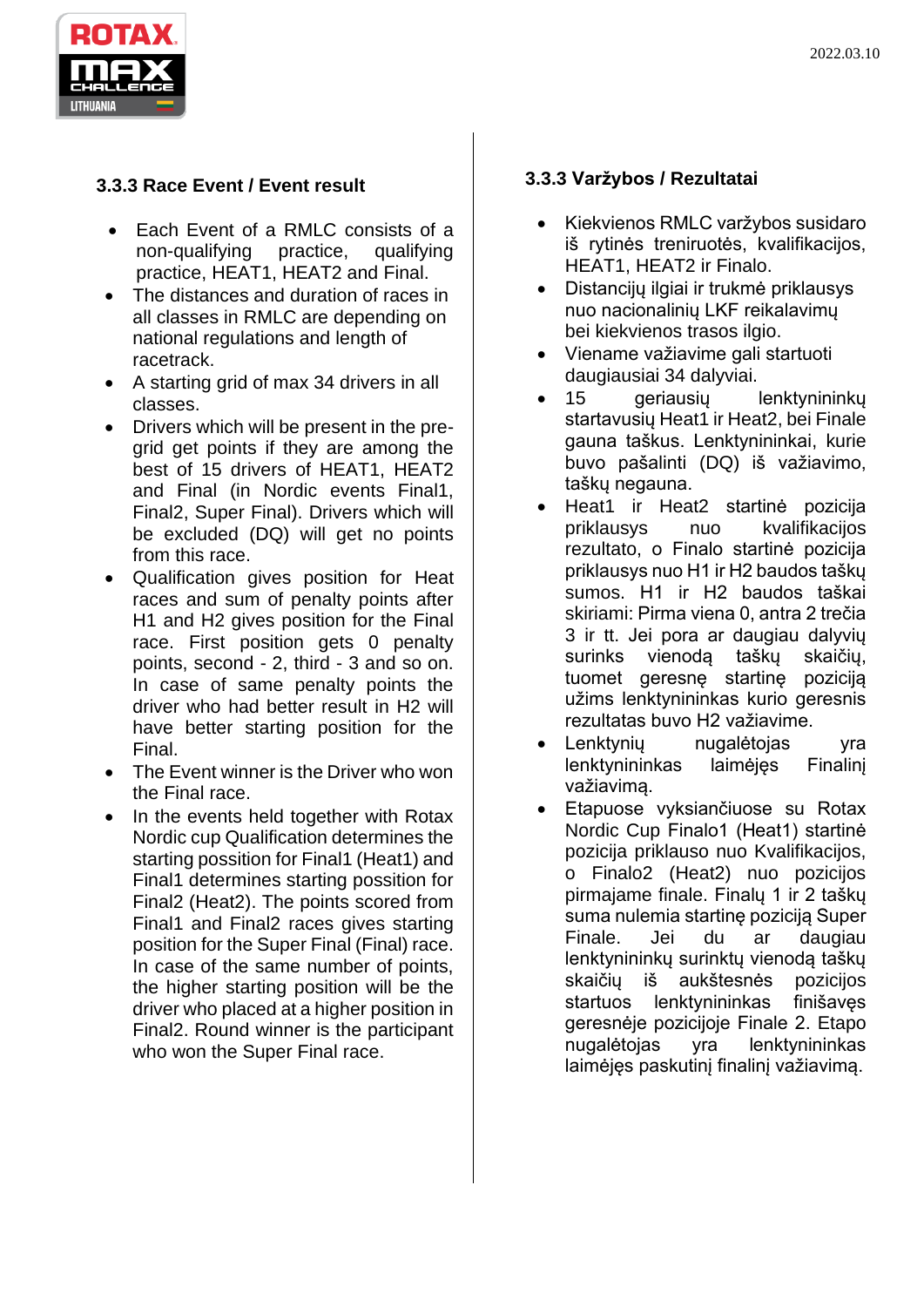### 3.3.3 Race Event / Event result

- Each Event of a RMLC consists of a non-qualifying practice, qualifying practice, HEAT1, HEAT2 and Final.
- The distances and duration of races in all classes in RMLC are depending on national regulations and length of racetrack.
- A starting grid of max 34 drivers in all classes.
- Drivers which will be present in the pre-grid get points if they are among the best of 15 drivers of HEAT1, HEAT2 and Final (in Nordic events Final1, Final2, Super Final). Drivers which will be excluded (DQ) will get no points from this race.
- Qualification gives position for Heat races and sum of penalty points after H1 and H2 gives position for the Final race. First position gets 0 penalty points, second - 2, third - 3 and so on. In case of same penalty points the driver who had better result in H2 will have better starting position for the Final.
- The Event winner is the Driver who won the Final race.
- In the events held together with Rotax Nordic cup Qualification determines the starting possition for Final1 (Heat1) and Final1 determines starting possition for Final2 (Heat2). The points scored from Final1 and Final2 races gives starting position for the Super Final (Final) race. In case of the same number of points, the higher starting position will be the driver who placed at a higher position in Final2. Round winner is the participant who won the Super Final race.

### 3.3.3 Varžybos / Rezultatai

- Kiekvienos RMLC varžybos susidaro iš rytinės treniruotės, kvalifikacijos, HEAT1, HEAT2 ir Finalo.
- Distancijų ilgiai ir trukmė priklausys nuo nacionalinių LKF reikalavimų bei kiekvienos trasos ilgio.
- Viename važiavime gali startuoti daugiausiai 34 dalyviai.
- 15 geriausių lenktynininkų startavusių Heat1 ir Heat2, bei Finale gauna taškus. Lenktynininkai, kurie buvo pašalinti (DQ) iš važiavimo, taškų negauna.
- Heat1 ir Heat2 startinė pozicija priklausys nuo kvalifikacijos rezultato, o Finalo startinė pozicija priklausys nuo H1 ir H2 baudos taškų sumos. H1 ir H2 baudos taškai skiriami: Pirma viena 0, antra 2 trečia 3 ir tt. Jei pora ar daugiau dalyvių surinks vienodą taškų skaičių, tuomet geresnę startinę poziciją užims lenktynininkas kurio geresnis rezultatas buvo H2 važiavime.
- Lenktynių nugalėtojas yra lenktynininkas laimėjęs Finalinį važiavimą.
- Etapuose vyksiančiuose su Rotax Nordic Cup Finalo1 (Heat1) startinė pozicija priklauso nuo Kvalifikacijos, o Finalo2 (Heat2) nuo pozicijos pirmajame finale. Finalų 1 ir 2 taškų suma nulemia startinę poziciją Super Finale. Jei du ar daugiau lenktynininkų surinktų vienodą taškų skaičių iš aukštesnės pozicijos startuos lenktynininkas finišavęs geresnėje pozicijoje Finale 2. Etapo nugalėtojas yra lenktynininkas laimėjęs paskutinį finalinį važiavimą.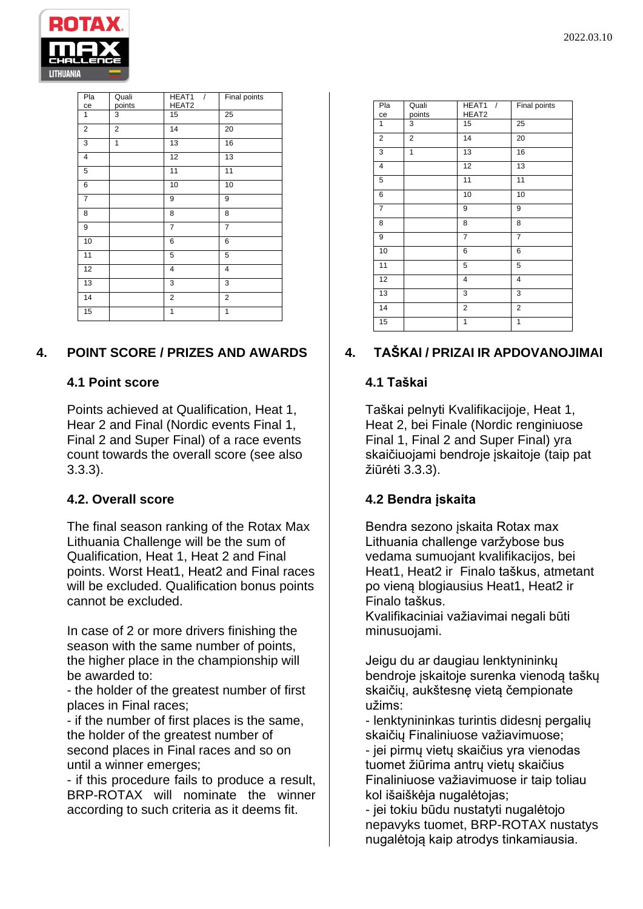| Place | Quali points | HEAT1 / HEAT2 | Final points |
|---|---|---|---|
| 1 | 3 | 15 | 25 |
| 2 | 2 | 14 | 20 |
| 3 | 1 | 13 | 16 |
| 4 | | 12 | 13 |
| 5 | | 11 | 11 |
| 6 | | 10 | 10 |
| 7 | | 9 | 9 |
| 8 | | 8 | 8 |
| 9 | | 7 | 7 |
| 10 | | 6 | 6 |
| 11 | | 5 | 5 |
| 12 | | 4 | 4 |
| 13 | | 3 | 3 |
| 14 | | 2 | 2 |
| 15 | | 1 | 1 |

## 4. POINT SCORE / PRIZES AND AWARDS

### 4.1 Point score

Points achieved at Qualification, Heat 1, Hear 2 and Final (Nordic events Final 1, Final 2 and Super Final) of a race events count towards the overall score (see also 3.3.3).

### 4.2. Overall score

The final season ranking of the Rotax Max Lithuania Challenge will be the sum of Qualification, Heat 1, Heat 2 and Final points. Worst Heat1, Heat2 and Final races will be excluded. Qualification bonus points cannot be excluded.

In case of 2 or more drivers finishing the season with the same number of points, the higher place in the championship will be awarded to:
- the holder of the greatest number of first places in Final races;
- if the number of first places is the same, the holder of the greatest number of second places in Final races and so on until a winner emerges;
- if this procedure fails to produce a result, BRP-ROTAX will nominate the winner according to such criteria as it deems fit.

| Place | Quali points | HEAT1 / HEAT2 | Final points |
|---|---|---|---|
| 1 | 3 | 15 | 25 |
| 2 | 2 | 14 | 20 |
| 3 | 1 | 13 | 16 |
| 4 | | 12 | 13 |
| 5 | | 11 | 11 |
| 6 | | 10 | 10 |
| 7 | | 9 | 9 |
| 8 | | 8 | 8 |
| 9 | | 7 | 7 |
| 10 | | 6 | 6 |
| 11 | | 5 | 5 |
| 12 | | 4 | 4 |
| 13 | | 3 | 3 |
| 14 | | 2 | 2 |
| 15 | | 1 | 1 |

## 4. TAŠKAI / PRIZAI IR APDOVANOJIMAI

### 4.1 Taškai

Taškai pelnyti Kvalifikacijoje, Heat 1, Heat 2, bei Finale (Nordic renginiuose Final 1, Final 2 and Super Final) yra skaičiuojami bendroje įskaitoje (taip pat žiūrėti 3.3.3).

### 4.2 Bendra įskaita

Bendra sezono įskaita Rotax max Lithuania challenge varžybose bus vedama sumuojant kvalifikacijos, bei Heat1, Heat2 ir Finalo taškus, atmetant po vieną blogiausius Heat1, Heat2 ir Finalo taškus.
Kvalifikaciniai važiavimai negali būti minusuojami.

Jeigu du ar daugiau lenktynininkų bendroje įskaitoje surenka vienodą taškų skaičių, aukštesnę vietą čempionate užims:
- lenktynininkas turintis didesnį pergalių skaičių Finaliniuose važiavimuose;
- jei pirmų vietų skaičius yra vienodas tuomet žiūrima antrų vietų skaičius Finaliniuose važiavimuose ir taip toliau kol išaiškėja nugalėtojas;
- jei tokiu būdu nustatyti nugalėtojo nepavyks tuomet, BRP-ROTAX nustatys nugalėtoją kaip atrodys tinkamiausia.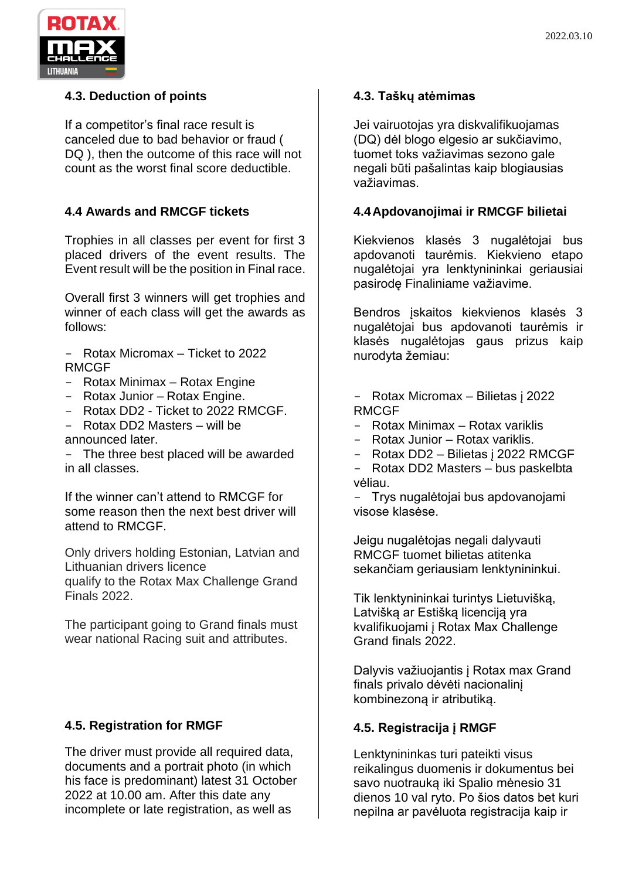### 4.3. Deduction of points

If a competitor's final race result is canceled due to bad behavior or fraud ( DQ ), then the outcome of this race will not count as the worst final score deductible.

### 4.4 Awards and RMCGF tickets

Trophies in all classes per event for first 3 placed drivers of the event results. The Event result will be the position in Final race.

Overall first 3 winners will get trophies and winner of each class will get the awards as follows:

- Rotax Micromax – Ticket to 2022 RMCGF
- Rotax Minimax – Rotax Engine
- Rotax Junior – Rotax Engine.
- Rotax DD2 - Ticket to 2022 RMCGF.
- Rotax DD2 Masters – will be announced later.
- The three best placed will be awarded in all classes.

If the winner can't attend to RMCGF for some reason then the next best driver will attend to RMCGF.

Only drivers holding Estonian, Latvian and Lithuanian drivers licence qualify to the Rotax Max Challenge Grand Finals 2022.

The participant going to Grand finals must wear national Racing suit and attributes.

### 4.5. Registration for RMGF

The driver must provide all required data, documents and a portrait photo (in which his face is predominant) latest 31 October 2022 at 10.00 am. After this date any incomplete or late registration, as well as

### 4.3. Taškų atėmimas

Jei vairuotojas yra diskvalifikuojamas (DQ) dėl blogo elgesio ar sukčiavimo, tuomet toks važiavimas sezono gale negali būti pašalintas kaip blogiausias važiavimas.

### 4.4 Apdovanojimai ir RMCGF bilietai

Kiekvienos klasės 3 nugalėtojai bus apdovanoti taurėmis. Kiekvieno etapo nugalėtojai yra lenktynininkai geriausiai pasirodę Finaliniame važiavime.

Bendros įskaitos kiekvienos klasės 3 nugalėtojai bus apdovanoti taurėmis ir klasės nugalėtojas gaus prizus kaip nurodyta žemiau:

- Rotax Micromax – Bilietas į 2022 RMCGF
- Rotax Minimax – Rotax variklis
- Rotax Junior – Rotax variklis.
- Rotax DD2 – Bilietas į 2022 RMCGF
- Rotax DD2 Masters – bus paskelbta vėliau.
- Trys nugalėtojai bus apdovanojami visose klasėse.

Jeigu nugalėtojas negali dalyvauti RMCGF tuomet bilietas atitenka sekančiam geriausiam lenktynininkui.

Tik lenktynininkai turintys Lietuvišką, Latvišką ar Estišką licenciją yra kvalifikuojami į Rotax Max Challenge Grand finals 2022.

Dalyvis važiuojantis į Rotax max Grand finals privalo dėvėti nacionalinį kombinezoną ir atributiką.

### 4.5. Registracija į RMGF

Lenktynininkas turi pateikti visus reikalingus duomenis ir dokumentus bei savo nuotrauką iki Spalio mėnesio 31 dienos 10 val ryto. Po šios datos bet kuri nepilna ar pavėluota registracija kaip ir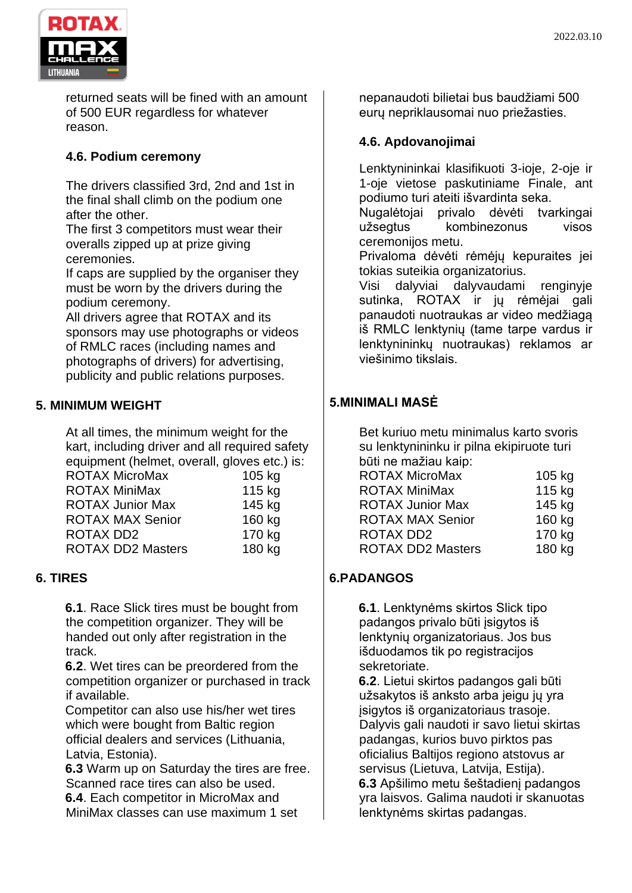returned seats will be fined with an amount of 500 EUR regardless for whatever reason.

### 4.6. Podium ceremony

The drivers classified 3rd, 2nd and 1st in the final shall climb on the podium one after the other.
The first 3 competitors must wear their overalls zipped up at prize giving ceremonies.
If caps are supplied by the organiser they must be worn by the drivers during the podium ceremony.
All drivers agree that ROTAX and its sponsors may use photographs or videos of RMLC races (including names and photographs of drivers) for advertising, publicity and public relations purposes.

## 5. MINIMUM WEIGHT

At all times, the minimum weight for the kart, including driver and all required safety equipment (helmet, overall, gloves etc.) is:

| | |
|---|---|
| ROTAX MicroMax | 105 kg |
| ROTAX MiniMax | 115 kg |
| ROTAX Junior Max | 145 kg |
| ROTAX MAX Senior | 160 kg |
| ROTAX DD2 | 170 kg |
| ROTAX DD2 Masters | 180 kg |

## 6. TIRES

**6.1**. Race Slick tires must be bought from the competition organizer. They will be handed out only after registration in the track.
**6.2**. Wet tires can be preordered from the competition organizer or purchased in track if available.
Competitor can also use his/her wet tires which were bought from Baltic region official dealers and services (Lithuania, Latvia, Estonia).
**6.3** Warm up on Saturday the tires are free. Scanned race tires can also be used.
**6.4**. Each competitor in MicroMax and MiniMax classes can use maximum 1 set

nepanaudoti bilietai bus baudžiami 500 eurų nepriklausomai nuo priežasties.

### 4.6. Apdovanojimai

Lenktynininkai klasifikuoti 3-ioje, 2-oje ir 1-oje vietose paskutiniame Finale, ant podiumo turi ateiti išvardinta seka.
Nugalėtojai privalo dėvėti tvarkingai užsegtus kombinezonus visos ceremonijos metu.
Privaloma dėvėti rėmėjų kepuraites jei tokias suteikia organizatorius.
Visi dalyviai dalyvaudami renginyje sutinka, ROTAX ir jų rėmėjai gali panaudoti nuotraukas ar video medžiagą iš RMLC lenktynių (tame tarpe vardus ir lenktynininkų nuotraukas) reklamos ar viešinimo tikslais.

## 5.MINIMALI MASĖ

Bet kuriuo metu minimalus karto svoris su lenktynininku ir pilna ekipiruote turi būti ne mažiau kaip:

| | |
|---|---|
| ROTAX MicroMax | 105 kg |
| ROTAX MiniMax | 115 kg |
| ROTAX Junior Max | 145 kg |
| ROTAX MAX Senior | 160 kg |
| ROTAX DD2 | 170 kg |
| ROTAX DD2 Masters | 180 kg |

## 6.PADANGOS

**6.1**. Lenktynėms skirtos Slick tipo padangos privalo būti įsigytos iš lenktynių organizatoriaus. Jos bus išduodamos tik po registracijos sekretoriate.
**6.2**. Lietui skirtos padangos gali būti užsakytos iš anksto arba jeigu jų yra įsigytos iš organizatoriaus trasoje.
Dalyvis gali naudoti ir savo lietui skirtas padangas, kurios buvo pirktos pas oficialius Baltijos regiono atstovus ar servisus (Lietuva, Latvija, Estija).
**6.3** Apšilimo metu šeštadienį padangos yra laisvos. Galima naudoti ir skanuotas lenktynėms skirtas padangas.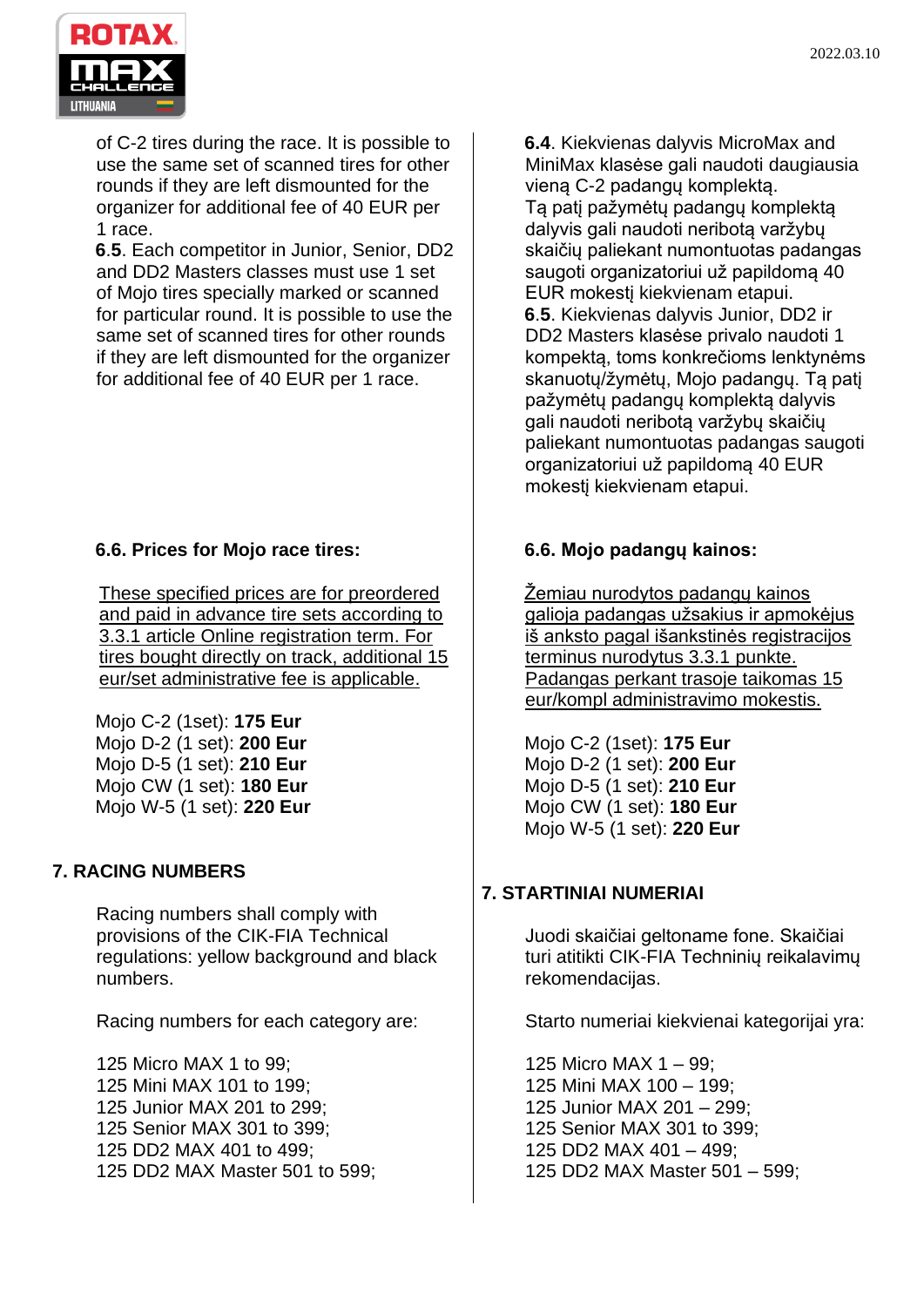of C-2 tires during the race. It is possible to use the same set of scanned tires for other rounds if they are left dismounted for the organizer for additional fee of 40 EUR per 1 race.

**6.5**. Each competitor in Junior, Senior, DD2 and DD2 Masters classes must use 1 set of Mojo tires specially marked or scanned for particular round. It is possible to use the same set of scanned tires for other rounds if they are left dismounted for the organizer for additional fee of 40 EUR per 1 race.

**6.6. Prices for Mojo race tires:**

These specified prices are for preordered and paid in advance tire sets according to 3.3.1 article Online registration term. For tires bought directly on track, additional 15 eur/set administrative fee is applicable.

Mojo C-2 (1set): **175 Eur**
Mojo D-2 (1 set): **200 Eur**
Mojo D-5 (1 set): **210 Eur**
Mojo CW (1 set): **180 Eur**
Mojo W-5 (1 set): **220 Eur**

## 7. RACING NUMBERS

Racing numbers shall comply with provisions of the CIK-FIA Technical regulations: yellow background and black numbers.

Racing numbers for each category are:

125 Micro MAX 1 to 99;
125 Mini MAX 101 to 199;
125 Junior MAX 201 to 299;
125 Senior MAX 301 to 399;
125 DD2 MAX 401 to 499;
125 DD2 MAX Master 501 to 599;

---

**6.4**. Kiekvienas dalyvis MicroMax and MiniMax klasėse gali naudoti daugiausia vieną C-2 padangų komplektą.
Tą patį pažymėtų padangų komplektą dalyvis gali naudoti neribotą varžybų skaičių paliekant numontuotas padangas saugoti organizatoriui už papildomą 40 EUR mokestį kiekvienam etapui.

**6.5**. Kiekvienas dalyvis Junior, DD2 ir DD2 Masters klasėse privalo naudoti 1 kompektą, toms konkrečioms lenktynėms skanuotų/žymėtų, Mojo padangų. Tą patį pažymėtų padangų komplektą dalyvis gali naudoti neribotą varžybų skaičių paliekant numontuotas padangas saugoti organizatoriui už papildomą 40 EUR mokestį kiekvienam etapui.

**6.6. Mojo padangų kainos:**

Žemiau nurodytos padangų kainos galioja padangas užsakius ir apmokėjus iš anksto pagal išankstinės registracijos terminus nurodytus 3.3.1 punkte. Padangas perkant trasoje taikomas 15 eur/kompl administravimo mokestis.

Mojo C-2 (1set): **175 Eur**
Mojo D-2 (1 set): **200 Eur**
Mojo D-5 (1 set): **210 Eur**
Mojo CW (1 set): **180 Eur**
Mojo W-5 (1 set): **220 Eur**

## 7. STARTINIAI NUMERIAI

Juodi skaičiai geltoname fone. Skaičiai turi atitikti CIK-FIA Techninių reikalavimų rekomendacijas.

Starto numeriai kiekvienai kategorijai yra:

125 Micro MAX 1 – 99;
125 Mini MAX 100 – 199;
125 Junior MAX 201 – 299;
125 Senior MAX 301 to 399;
125 DD2 MAX 401 – 499;
125 DD2 MAX Master 501 – 599;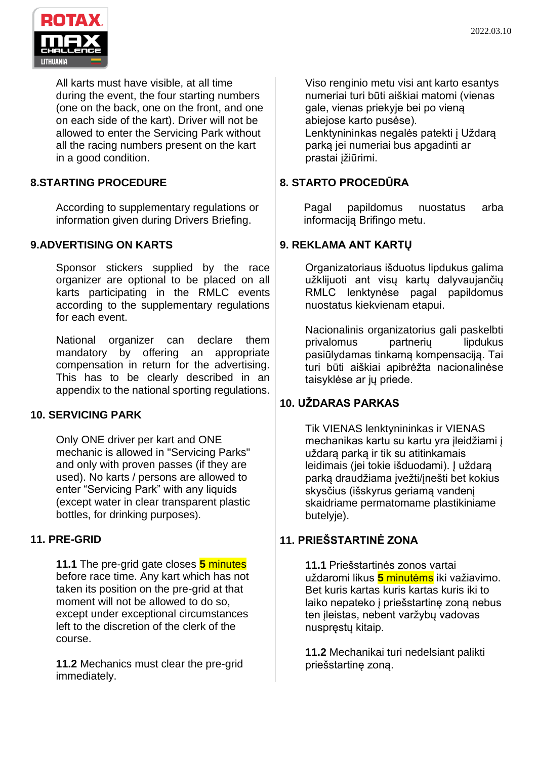All karts must have visible, at all time during the event, the four starting numbers (one on the back, one on the front, and one on each side of the kart). Driver will not be allowed to enter the Servicing Park without all the racing numbers present on the kart in a good condition.

Viso renginio metu visi ant karto esantys numeriai turi būti aiškiai matomi (vienas gale, vienas priekyje bei po vieną abiejose karto pusėse). Lenktynininkas negalės patekti į Uždarą parką jei numeriai bus apgadinti ar prastai įžiūrimi.

## 8.STARTING PROCEDURE

According to supplementary regulations or information given during Drivers Briefing.

## 8. STARTO PROCEDŪRA

Pagal papildomus nuostatus arba informaciją Brifingo metu.

## 9.ADVERTISING ON KARTS

Sponsor stickers supplied by the race organizer are optional to be placed on all karts participating in the RMLC events according to the supplementary regulations for each event.

National organizer can declare them mandatory by offering an appropriate compensation in return for the advertising. This has to be clearly described in an appendix to the national sporting regulations.

## 9. REKLAMA ANT KARTŲ

Organizatoriaus išduotus lipdukus galima užklijuoti ant visų kartų dalyvaujančių RMLC lenktynėse pagal papildomus nuostatus kiekvienam etapui.

Nacionalinis organizatorius gali paskelbti privalomus partnerių lipdukus pasiūlydamas tinkamą kompensaciją. Tai turi būti aiškiai apibrėžta nacionalinėse taisyklėse ar jų priede.

## 10. SERVICING PARK

Only ONE driver per kart and ONE mechanic is allowed in "Servicing Parks" and only with proven passes (if they are used). No karts / persons are allowed to enter “Servicing Park” with any liquids (except water in clear transparent plastic bottles, for drinking purposes).

## 10. UŽDARAS PARKAS

Tik VIENAS lenktynininkas ir VIENAS mechanikas kartu su kartu yra įleidžiami į uždarą parką ir tik su atitinkamais leidimais (jei tokie išduodami). Į uždarą parką draudžiama įvežti/įnešti bet kokius skysčius (išskyrus geriamą vandenį skaidriame permatomame plastikiniame butelyje).

## 11. PRE-GRID

**11.1** The pre-grid gate closes **5** minutes before race time. Any kart which has not taken its position on the pre-grid at that moment will not be allowed to do so, except under exceptional circumstances left to the discretion of the clerk of the course.

**11.2** Mechanics must clear the pre-grid immediately.

## 11. PRIEŠSTARTINĖ ZONA

**11.1** Priešstartinės zonos vartai uždaromi likus **5** minutėms iki važiavimo. Bet kuris kartas kuris kartas kuris iki to laiko nepateko į priešstartinę zoną nebus ten įleistas, nebent varžybų vadovas nuspręstų kitaip.

**11.2** Mechanikai turi nedelsiant palikti priešstartinę zoną.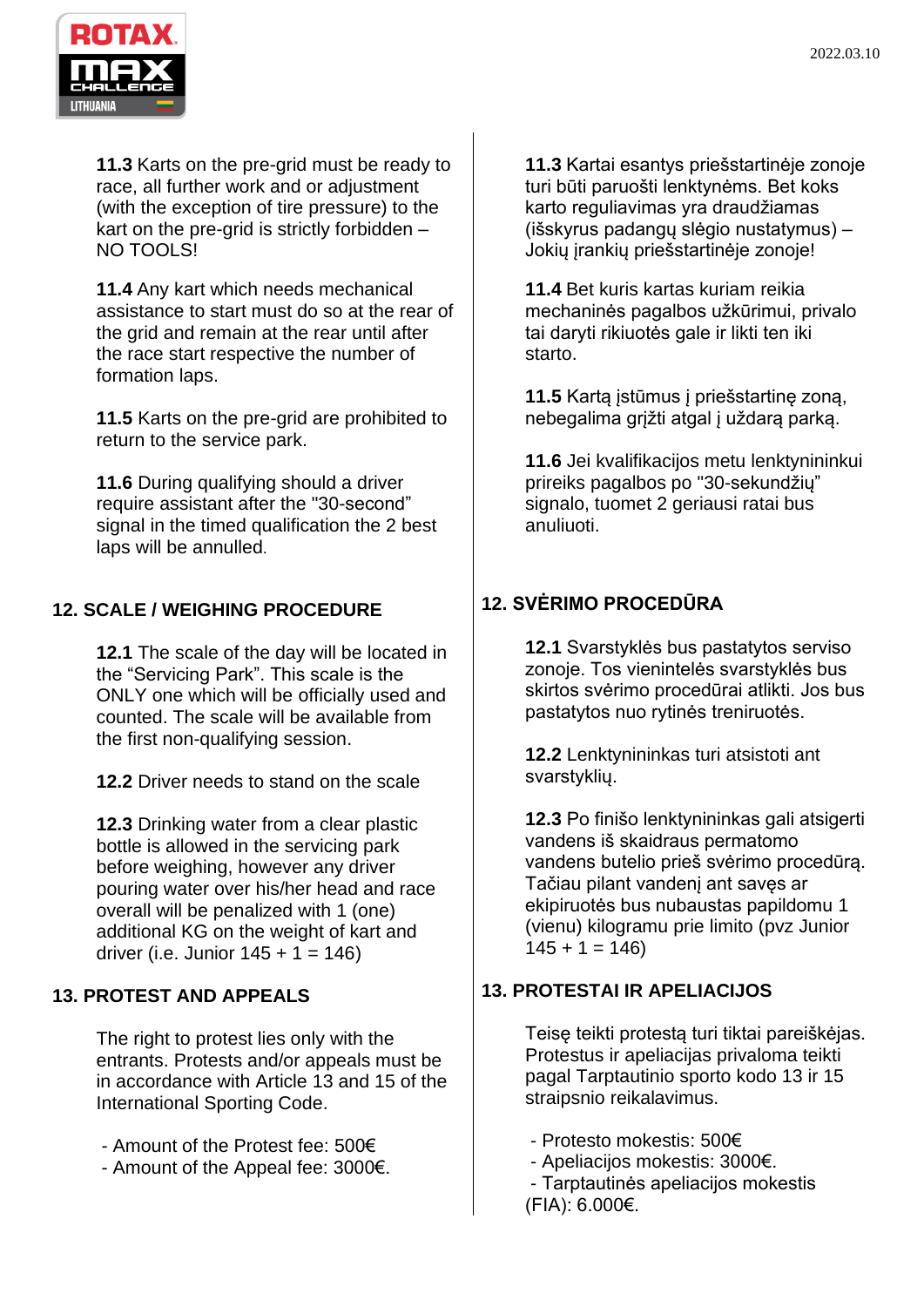**11.3** Karts on the pre-grid must be ready to race, all further work and or adjustment (with the exception of tire pressure) to the kart on the pre-grid is strictly forbidden – NO TOOLS!

**11.4** Any kart which needs mechanical assistance to start must do so at the rear of the grid and remain at the rear until after the race start respective the number of formation laps.

**11.5** Karts on the pre-grid are prohibited to return to the service park.

**11.6** During qualifying should a driver require assistant after the "30-second" signal in the timed qualification the 2 best laps will be annulled.

## 12. SCALE / WEIGHING PROCEDURE

**12.1** The scale of the day will be located in the "Servicing Park". This scale is the ONLY one which will be officially used and counted. The scale will be available from the first non-qualifying session.

**12.2** Driver needs to stand on the scale

**12.3** Drinking water from a clear plastic bottle is allowed in the servicing park before weighing, however any driver pouring water over his/her head and race overall will be penalized with 1 (one) additional KG on the weight of kart and driver (i.e. Junior 145 + 1 = 146)

## 13. PROTEST AND APPEALS

The right to protest lies only with the entrants. Protests and/or appeals must be in accordance with Article 13 and 15 of the International Sporting Code.

- Amount of the Protest fee: 500€
- Amount of the Appeal fee: 3000€.

**11.3** Kartai esantys priešstartinėje zonoje turi būti paruošti lenktynėms. Bet koks karto reguliavimas yra draudžiamas (išskyrus padangų slėgio nustatymus) – Jokių įrankių priešstartinėje zonoje!

**11.4** Bet kuris kartas kuriam reikia mechaninės pagalbos užkūrimui, privalo tai daryti rikiuotės gale ir likti ten iki starto.

**11.5** Kartą įstūmus į priešstartinę zoną, nebegalima grįžti atgal į uždarą parką.

**11.6** Jei kvalifikacijos metu lenktynininkui prireiks pagalbos po "30-sekundžių" signalo, tuomet 2 geriausi ratai bus anuliuoti.

## 12. SVĖRIMO PROCEDŪRA

**12.1** Svarstyklės bus pastatytos serviso zonoje. Tos vienintelės svarstyklės bus skirtos svėrimo procedūrai atlikti. Jos bus pastatytos nuo rytinės treniruotės.

**12.2** Lenktynininkas turi atsistoti ant svarstyklių.

**12.3** Po finišo lenktynininkas gali atsigerti vandens iš skaidraus permatomo vandens butelio prieš svėrimo procedūrą. Tačiau pilant vandenį ant savęs ar ekipiruotės bus nubaustas papildomu 1 (vienu) kilogramu prie limito (pvz Junior 145 + 1 = 146)

## 13. PROTESTAI IR APELIACIJOS

Teisę teikti protestą turi tiktai pareiškėjas. Protestus ir apeliacijas privaloma teikti pagal Tarptautinio sporto kodo 13 ir 15 straipsnio reikalavimus.

- Protesto mokestis: 500€
- Apeliacijos mokestis: 3000€.
- Tarptautinės apeliacijos mokestis (FIA): 6.000€.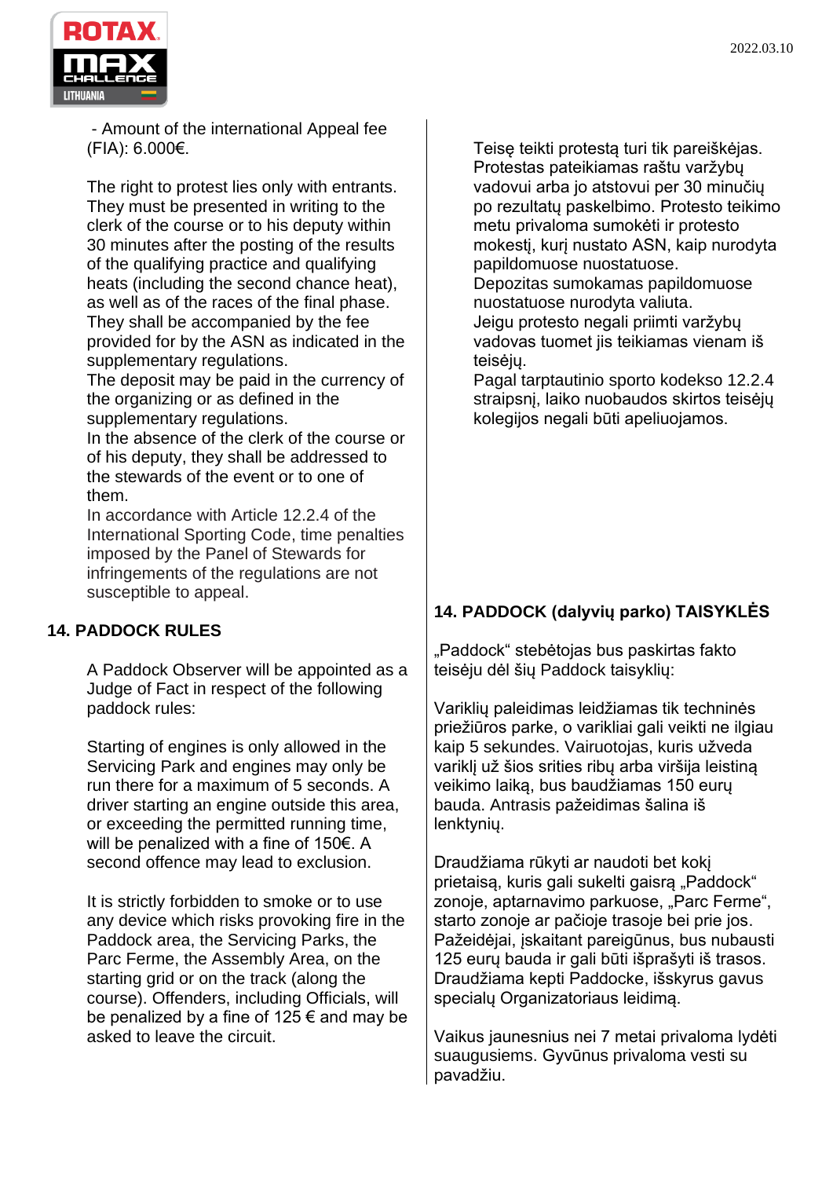- Amount of the international Appeal fee (FIA): 6.000€.

The right to protest lies only with entrants. They must be presented in writing to the clerk of the course or to his deputy within 30 minutes after the posting of the results of the qualifying practice and qualifying heats (including the second chance heat), as well as of the races of the final phase. They shall be accompanied by the fee provided for by the ASN as indicated in the supplementary regulations.
The deposit may be paid in the currency of the organizing or as defined in the supplementary regulations.
In the absence of the clerk of the course or of his deputy, they shall be addressed to the stewards of the event or to one of them.
In accordance with Article 12.2.4 of the International Sporting Code, time penalties imposed by the Panel of Stewards for infringements of the regulations are not susceptible to appeal.

Teisę teikti protestą turi tik pareiškėjas. Protestas pateikiamas raštu varžybų vadovui arba jo atstovui per 30 minučių po rezultatų paskelbimo. Protesto teikimo metu privaloma sumokėti ir protesto mokestį, kurį nustato ASN, kaip nurodyta papildomuose nuostatuose.
Depozitas sumokamas papildomuose nuostatuose nurodyta valiuta.
Jeigu protesto negali priimti varžybų vadovas tuomet jis teikiamas vienam iš teisėjų.
Pagal tarptautinio sporto kodekso 12.2.4 straipsnį, laiko nuobaudos skirtos teisėjų kolegijos negali būti apeliuojamos.

## 14. PADDOCK RULES

A Paddock Observer will be appointed as a Judge of Fact in respect of the following paddock rules:

Starting of engines is only allowed in the Servicing Park and engines may only be run there for a maximum of 5 seconds. A driver starting an engine outside this area, or exceeding the permitted running time, will be penalized with a fine of 150€. A second offence may lead to exclusion.

It is strictly forbidden to smoke or to use any device which risks provoking fire in the Paddock area, the Servicing Parks, the Parc Ferme, the Assembly Area, on the starting grid or on the track (along the course). Offenders, including Officials, will be penalized by a fine of 125 € and may be asked to leave the circuit.

## 14. PADDOCK (dalyvių parko) TAISYKLĖS

„Paddock“ stebėtojas bus paskirtas fakto teisėju dėl šių Paddock taisyklių:

Variklių paleidimas leidžiamas tik techninės priežiūros parke, o varikliai gali veikti ne ilgiau kaip 5 sekundes. Vairuotojas, kuris užveda variklį už šios srities ribų arba viršija leistiną veikimo laiką, bus baudžiamas 150 eurų bauda. Antrasis pažeidimas šalina iš lenktynių.

Draudžiama rūkyti ar naudoti bet kokį prietaisą, kuris gali sukelti gaisrą „Paddock“ zonoje, aptarnavimo parkuose, „Parc Ferme“, starto zonoje ar pačioje trasoje bei prie jos. Pažeidėjai, įskaitant pareigūnus, bus nubausti 125 eurų bauda ir gali būti išprašyti iš trasos. Draudžiama kepti Paddocke, išskyrus gavus specialų Organizatoriaus leidimą.

Vaikus jaunesnius nei 7 metai privaloma lydėti suaugusiems. Gyvūnus privaloma vesti su pavadžiu.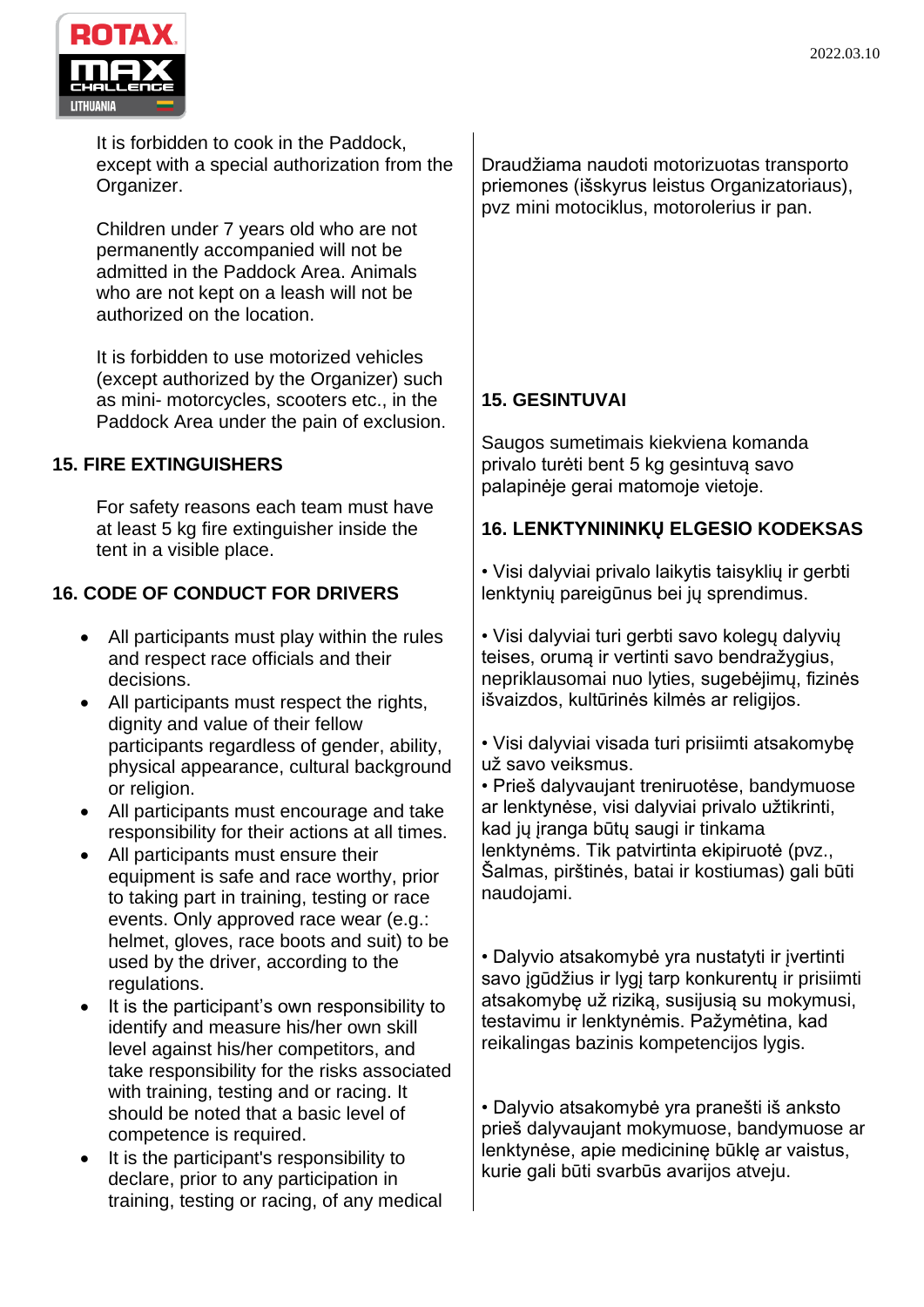It is forbidden to cook in the Paddock, except with a special authorization from the Organizer.

Children under 7 years old who are not permanently accompanied will not be admitted in the Paddock Area. Animals who are not kept on a leash will not be authorized on the location.

It is forbidden to use motorized vehicles (except authorized by the Organizer) such as mini- motorcycles, scooters etc., in the Paddock Area under the pain of exclusion.

## 15. FIRE EXTINGUISHERS

For safety reasons each team must have at least 5 kg fire extinguisher inside the tent in a visible place.

## 16. CODE OF CONDUCT FOR DRIVERS

- All participants must play within the rules and respect race officials and their decisions.
- All participants must respect the rights, dignity and value of their fellow participants regardless of gender, ability, physical appearance, cultural background or religion.
- All participants must encourage and take responsibility for their actions at all times.
- All participants must ensure their equipment is safe and race worthy, prior to taking part in training, testing or race events. Only approved race wear (e.g.: helmet, gloves, race boots and suit) to be used by the driver, according to the regulations.
- It is the participant's own responsibility to identify and measure his/her own skill level against his/her competitors, and take responsibility for the risks associated with training, testing and or racing. It should be noted that a basic level of competence is required.
- It is the participant's responsibility to declare, prior to any participation in training, testing or racing, of any medical

Draudžiama naudoti motorizuotas transporto priemones (išskyrus leistus Organizatoriaus), pvz mini motociklus, motorolerius ir pan.

## 15. GESINTUVAI

Saugos sumetimais kiekviena komanda privalo turėti bent 5 kg gesintuvą savo palapinėje gerai matomoje vietoje.

## 16. LENKTYNININKŲ ELGESIO KODEKSAS

• Visi dalyviai privalo laikytis taisyklių ir gerbti lenktynių pareigūnus bei jų sprendimus.

• Visi dalyviai turi gerbti savo kolegų dalyvių teises, orumą ir vertinti savo bendražygius, nepriklausomai nuo lyties, sugebėjimų, fizinės išvaizdos, kultūrinės kilmės ar religijos.

• Visi dalyviai visada turi prisiimti atsakomybę už savo veiksmus.
• Prieš dalyvaujant treniruotėse, bandymuose ar lenktynėse, visi dalyviai privalo užtikrinti, kad jų įranga būtų saugi ir tinkama lenktynėms. Tik patvirtinta ekipiruotė (pvz., Šalmas, pirštinės, batai ir kostiumas) gali būti naudojami.

• Dalyvio atsakomybė yra nustatyti ir įvertinti savo įgūdžius ir lygį tarp konkurentų ir prisiimti atsakomybę už riziką, susijusią su mokymusi, testavimu ir lenktynėmis. Pažymėtina, kad reikalingas bazinis kompetencijos lygis.

• Dalyvio atsakomybė yra pranešti iš anksto prieš dalyvaujant mokymuose, bandymuose ar lenktynėse, apie medicininę būklę ar vaistus, kurie gali būti svarbūs avarijos atveju.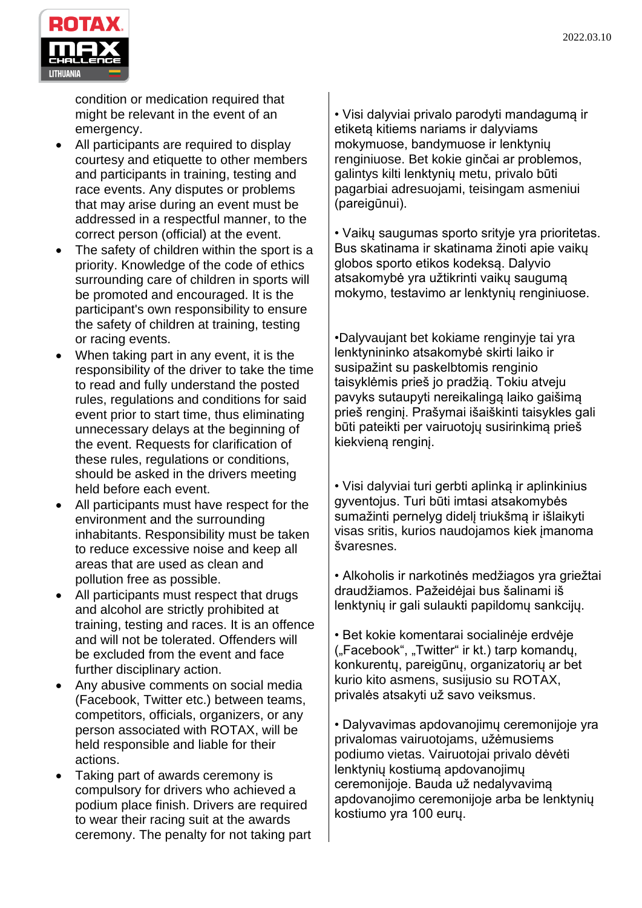condition or medication required that might be relevant in the event of an emergency.

- All participants are required to display courtesy and etiquette to other members and participants in training, testing and race events. Any disputes or problems that may arise during an event must be addressed in a respectful manner, to the correct person (official) at the event.
- The safety of children within the sport is a priority. Knowledge of the code of ethics surrounding care of children in sports will be promoted and encouraged. It is the participant's own responsibility to ensure the safety of children at training, testing or racing events.
- When taking part in any event, it is the responsibility of the driver to take the time to read and fully understand the posted rules, regulations and conditions for said event prior to start time, thus eliminating unnecessary delays at the beginning of the event. Requests for clarification of these rules, regulations or conditions, should be asked in the drivers meeting held before each event.
- All participants must have respect for the environment and the surrounding inhabitants. Responsibility must be taken to reduce excessive noise and keep all areas that are used as clean and pollution free as possible.
- All participants must respect that drugs and alcohol are strictly prohibited at training, testing and races. It is an offence and will not be tolerated. Offenders will be excluded from the event and face further disciplinary action.
- Any abusive comments on social media (Facebook, Twitter etc.) between teams, competitors, officials, organizers, or any person associated with ROTAX, will be held responsible and liable for their actions.
- Taking part of awards ceremony is compulsory for drivers who achieved a podium place finish. Drivers are required to wear their racing suit at the awards ceremony. The penalty for not taking part

• Visi dalyviai privalo parodyti mandagumą ir etiketą kitiems nariams ir dalyviams mokymuose, bandymuose ir lenktynių renginiuose. Bet kokie ginčai ar problemos, galintys kilti lenktynių metu, privalo būti pagarbiai adresuojami, teisingam asmeniui (pareigūnui).

• Vaikų saugumas sporto srityje yra prioritetas. Bus skatinama ir skatinama žinoti apie vaikų globos sporto etikos kodeksą. Dalyvio atsakomybė yra užtikrinti vaikų saugumą mokymo, testavimo ar lenktynių renginiuose.

•Dalyvaujant bet kokiame renginyje tai yra lenktynininko atsakomybė skirti laiko ir susipažint su paskelbtomis renginio taisyklėmis prieš jo pradžią. Tokiu atveju pavyks sutaupyti nereikalingą laiko gaišimą prieš renginį. Prašymai išaiškinti taisykles gali būti pateikti per vairuotojų susirinkimą prieš kiekvieną renginį.

• Visi dalyviai turi gerbti aplinką ir aplinkinius gyventojus. Turi būti imtasi atsakomybės sumažinti pernelyg didelį triukšmą ir išlaikyti visas sritis, kurios naudojamos kiek įmanoma švaresnės.

• Alkoholis ir narkotinės medžiagos yra griežtai draudžiamos. Pažeidėjai bus šalinami iš lenktynių ir gali sulaukti papildomų sankcijų.

• Bet kokie komentarai socialinėje erdvėje („Facebook“, „Twitter“ ir kt.) tarp komandų, konkurentų, pareigūnų, organizatorių ar bet kurio kito asmens, susijusio su ROTAX, privalės atsakyti už savo veiksmus.

• Dalyvavimas apdovanojimų ceremonijoje yra privalomas vairuotojams, užėmusiems podiumo vietas. Vairuotojai privalo dėvėti lenktynių kostiumą apdovanojimų ceremonijoje. Bauda už nedalyvavimą apdovanojimo ceremonijoje arba be lenktynių kostiumo yra 100 eurų.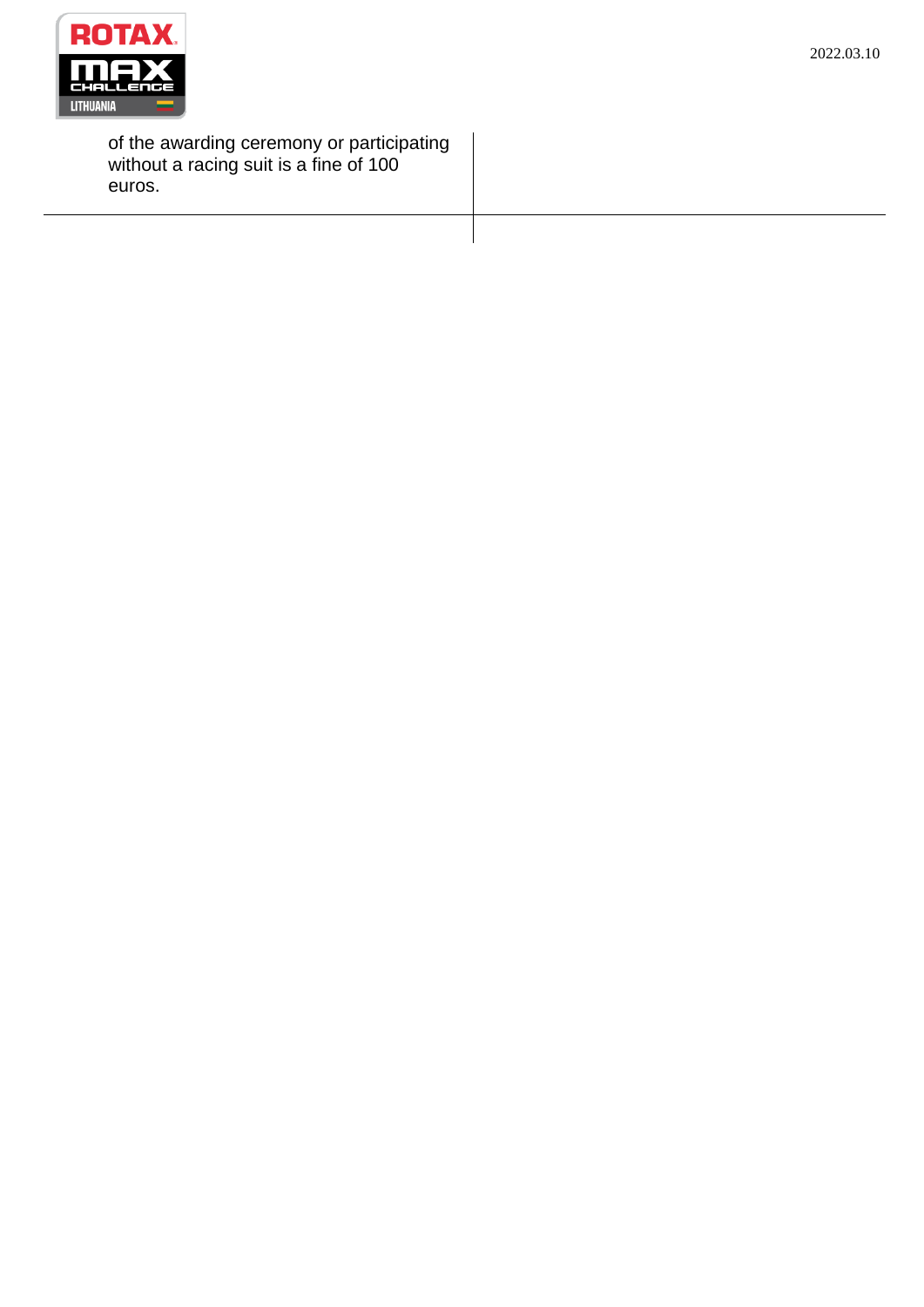| | |
|---|---|
| of the awarding ceremony or participating without a racing suit is a fine of 100 euros. | |
| | |